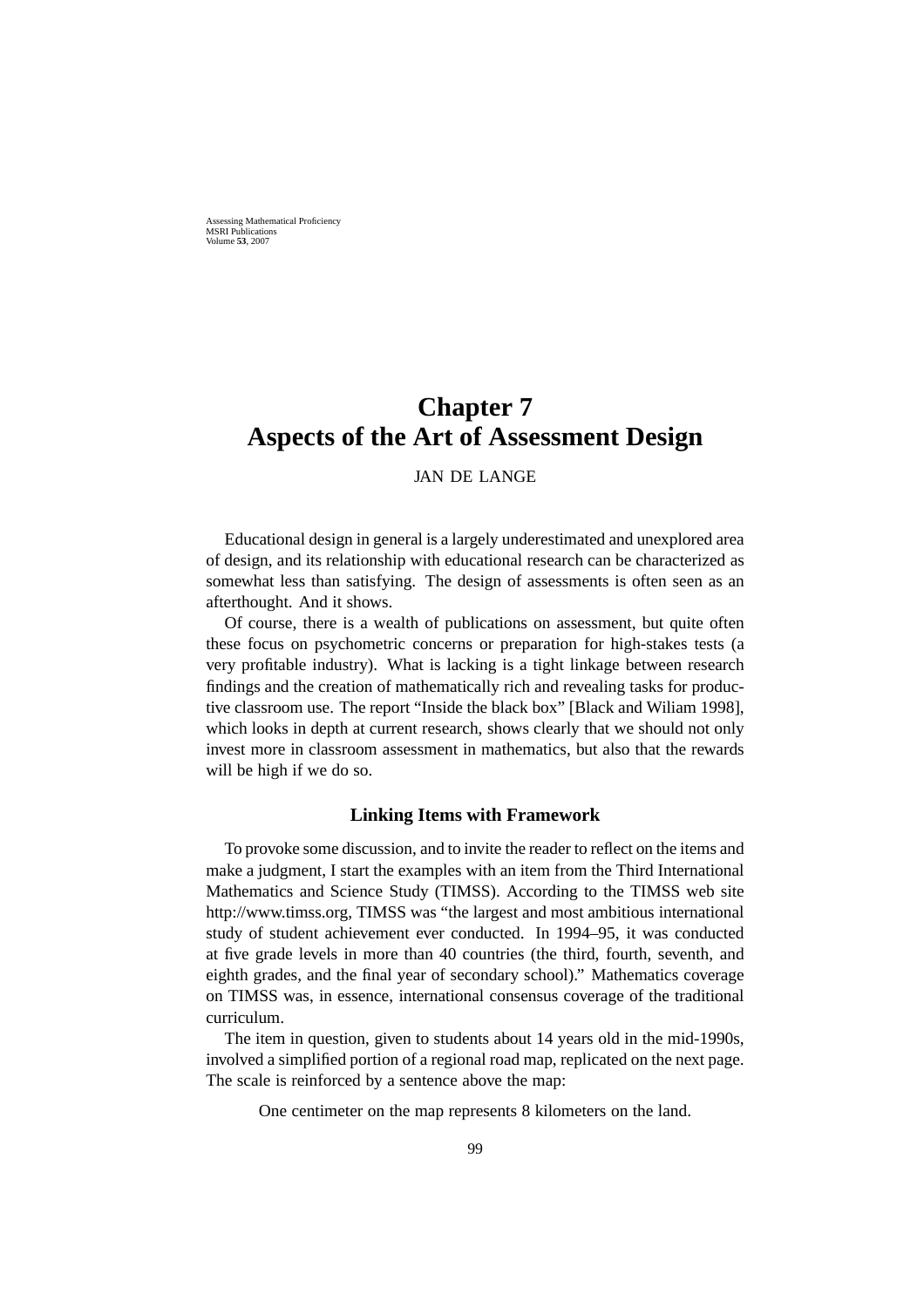Assessing Mathematical Proficiency
MSRI Publications
Volume **53**, 2007

# Chapter 7
# Aspects of the Art of Assessment Design

JAN DE LANGE

Educational design in general is a largely underestimated and unexplored area of design, and its relationship with educational research can be characterized as somewhat less than satisfying. The design of assessments is often seen as an afterthought. And it shows.

Of course, there is a wealth of publications on assessment, but quite often these focus on psychometric concerns or preparation for high-stakes tests (a very profitable industry). What is lacking is a tight linkage between research findings and the creation of mathematically rich and revealing tasks for productive classroom use. The report "Inside the black box" [Black and Wiliam 1998], which looks in depth at current research, shows clearly that we should not only invest more in classroom assessment in mathematics, but also that the rewards will be high if we do so.

## Linking Items with Framework

To provoke some discussion, and to invite the reader to reflect on the items and make a judgment, I start the examples with an item from the Third International Mathematics and Science Study (TIMSS). According to the TIMSS web site http://www.timss.org, TIMSS was "the largest and most ambitious international study of student achievement ever conducted. In 1994–95, it was conducted at five grade levels in more than 40 countries (the third, fourth, seventh, and eighth grades, and the final year of secondary school)." Mathematics coverage on TIMSS was, in essence, international consensus coverage of the traditional curriculum.

The item in question, given to students about 14 years old in the mid-1990s, involved a simplified portion of a regional road map, replicated on the next page. The scale is reinforced by a sentence above the map:

One centimeter on the map represents 8 kilometers on the land.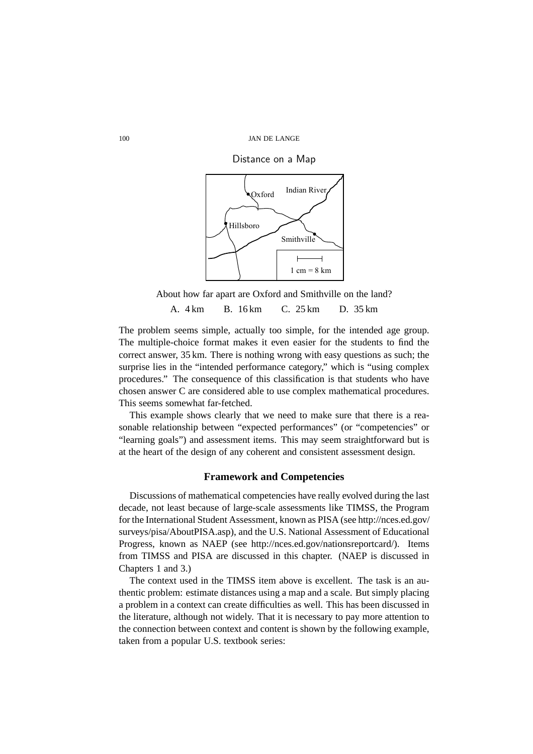Distance on a Map

Oxford

Indian River

Hillsboro

Smithville

1 cm = 8 km

About how far apart are Oxford and Smithville on the land?

A. 4 km  B. 16 km  C. 25 km  D. 35 km

The problem seems simple, actually too simple, for the intended age group. The multiple-choice format makes it even easier for the students to find the correct answer, 35 km. There is nothing wrong with easy questions as such; the surprise lies in the "intended performance category," which is "using complex procedures." The consequence of this classification is that students who have chosen answer C are considered able to use complex mathematical procedures. This seems somewhat far-fetched.

This example shows clearly that we need to make sure that there is a reasonable relationship between "expected performances" (or "competencies" or "learning goals") and assessment items. This may seem straightforward but is at the heart of the design of any coherent and consistent assessment design.

## Framework and Competencies

Discussions of mathematical competencies have really evolved during the last decade, not least because of large-scale assessments like TIMSS, the Program for the International Student Assessment, known as PISA (see http://nces.ed.gov/surveys/pisa/AboutPISA.asp), and the U.S. National Assessment of Educational Progress, known as NAEP (see http://nces.ed.gov/nationsreportcard/). Items from TIMSS and PISA are discussed in this chapter. (NAEP is discussed in Chapters 1 and 3.)

The context used in the TIMSS item above is excellent. The task is an authentic problem: estimate distances using a map and a scale. But simply placing a problem in a context can create difficulties as well. This has been discussed in the literature, although not widely. That it is necessary to pay more attention to the connection between context and content is shown by the following example, taken from a popular U.S. textbook series: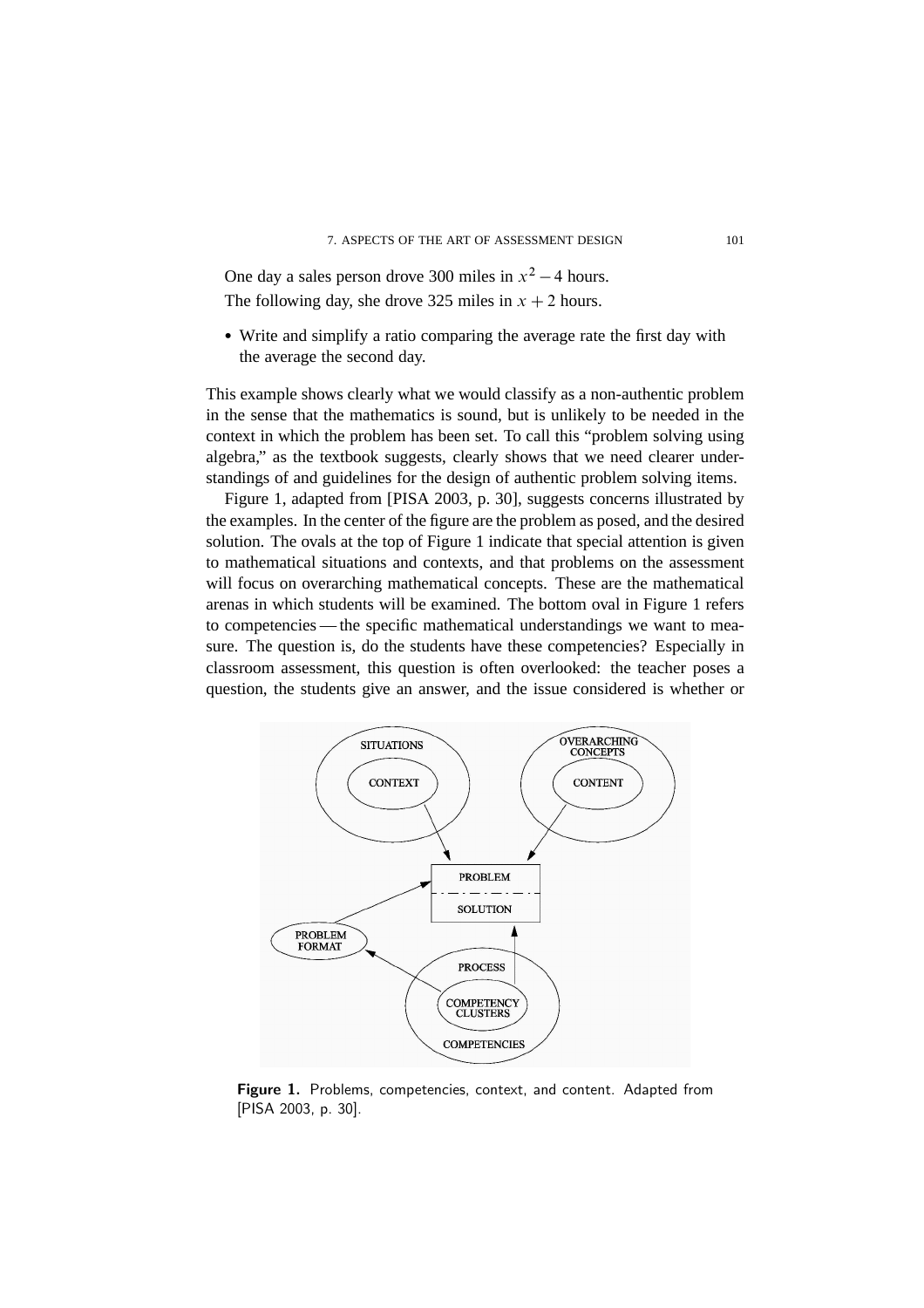One day a sales person drove 300 miles in $x^2 - 4$ hours.
The following day, she drove 325 miles in $x + 2$ hours.

- Write and simplify a ratio comparing the average rate the first day with the average the second day.

This example shows clearly what we would classify as a non-authentic problem in the sense that the mathematics is sound, but is unlikely to be needed in the context in which the problem has been set. To call this "problem solving using algebra," as the textbook suggests, clearly shows that we need clearer understandings of and guidelines for the design of authentic problem solving items.

Figure 1, adapted from [PISA 2003, p. 30], suggests concerns illustrated by the examples. In the center of the figure are the problem as posed, and the desired solution. The ovals at the top of Figure 1 indicate that special attention is given to mathematical situations and contexts, and that problems on the assessment will focus on overarching mathematical concepts. These are the mathematical arenas in which students will be examined. The bottom oval in Figure 1 refers to competencies — the specific mathematical understandings we want to measure. The question is, do the students have these competencies? Especially in classroom assessment, this question is often overlooked: the teacher poses a question, the students give an answer, and the issue considered is whether or

**Figure 1.** Problems, competencies, context, and content. Adapted from [PISA 2003, p. 30].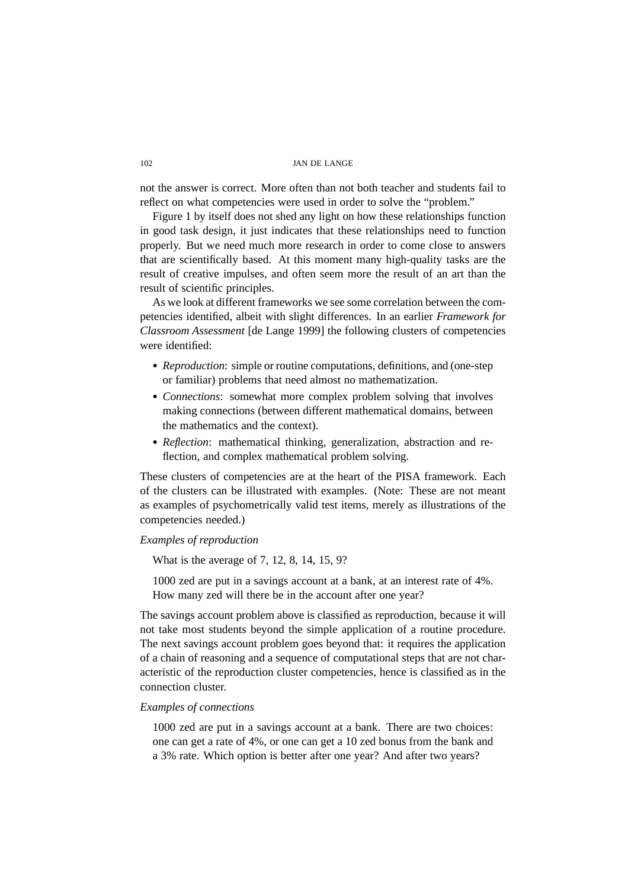not the answer is correct. More often than not both teacher and students fail to reflect on what competencies were used in order to solve the "problem."

Figure 1 by itself does not shed any light on how these relationships function in good task design, it just indicates that these relationships need to function properly. But we need much more research in order to come close to answers that are scientifically based. At this moment many high-quality tasks are the result of creative impulses, and often seem more the result of an art than the result of scientific principles.

As we look at different frameworks we see some correlation between the competencies identified, albeit with slight differences. In an earlier *Framework for Classroom Assessment* [de Lange 1999] the following clusters of competencies were identified:

- *Reproduction*: simple or routine computations, definitions, and (one-step or familiar) problems that need almost no mathematization.
- *Connections*: somewhat more complex problem solving that involves making connections (between different mathematical domains, between the mathematics and the context).
- *Reflection*: mathematical thinking, generalization, abstraction and reflection, and complex mathematical problem solving.

These clusters of competencies are at the heart of the PISA framework. Each of the clusters can be illustrated with examples. (Note: These are not meant as examples of psychometrically valid test items, merely as illustrations of the competencies needed.)

*Examples of reproduction*

What is the average of 7, 12, 8, 14, 15, 9?

1000 zed are put in a savings account at a bank, at an interest rate of 4%. How many zed will there be in the account after one year?

The savings account problem above is classified as reproduction, because it will not take most students beyond the simple application of a routine procedure. The next savings account problem goes beyond that: it requires the application of a chain of reasoning and a sequence of computational steps that are not characteristic of the reproduction cluster competencies, hence is classified as in the connection cluster.

*Examples of connections*

1000 zed are put in a savings account at a bank. There are two choices: one can get a rate of 4%, or one can get a 10 zed bonus from the bank and a 3% rate. Which option is better after one year? And after two years?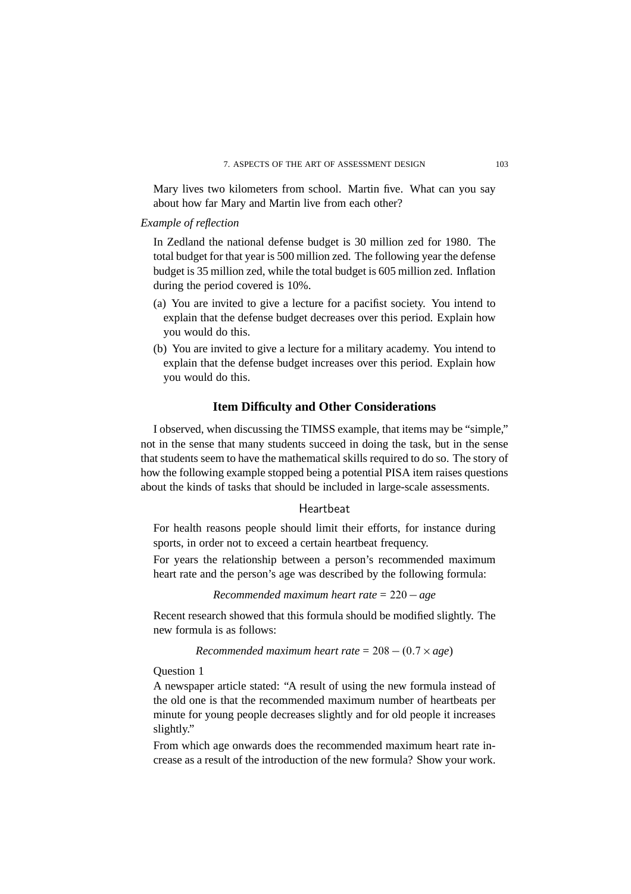Mary lives two kilometers from school. Martin five. What can you say about how far Mary and Martin live from each other?

*Example of reflection*

In Zedland the national defense budget is 30 million zed for 1980. The total budget for that year is 500 million zed. The following year the defense budget is 35 million zed, while the total budget is 605 million zed. Inflation during the period covered is 10%.

(a) You are invited to give a lecture for a pacifist society. You intend to explain that the defense budget decreases over this period. Explain how you would do this.

(b) You are invited to give a lecture for a military academy. You intend to explain that the defense budget increases over this period. Explain how you would do this.

## Item Difficulty and Other Considerations

I observed, when discussing the TIMSS example, that items may be "simple," not in the sense that many students succeed in doing the task, but in the sense that students seem to have the mathematical skills required to do so. The story of how the following example stopped being a potential PISA item raises questions about the kinds of tasks that should be included in large-scale assessments.

### Heartbeat

For health reasons people should limit their efforts, for instance during sports, in order not to exceed a certain heartbeat frequency.

For years the relationship between a person's recommended maximum heart rate and the person's age was described by the following formula:

$$\textit{Recommended maximum heart rate} = 220 - \textit{age}$$

Recent research showed that this formula should be modified slightly. The new formula is as follows:

$$\textit{Recommended maximum heart rate} = 208 - (0.7 \times \textit{age})$$

Question 1

A newspaper article stated: "A result of using the new formula instead of the old one is that the recommended maximum number of heartbeats per minute for young people decreases slightly and for old people it increases slightly."

From which age onwards does the recommended maximum heart rate increase as a result of the introduction of the new formula? Show your work.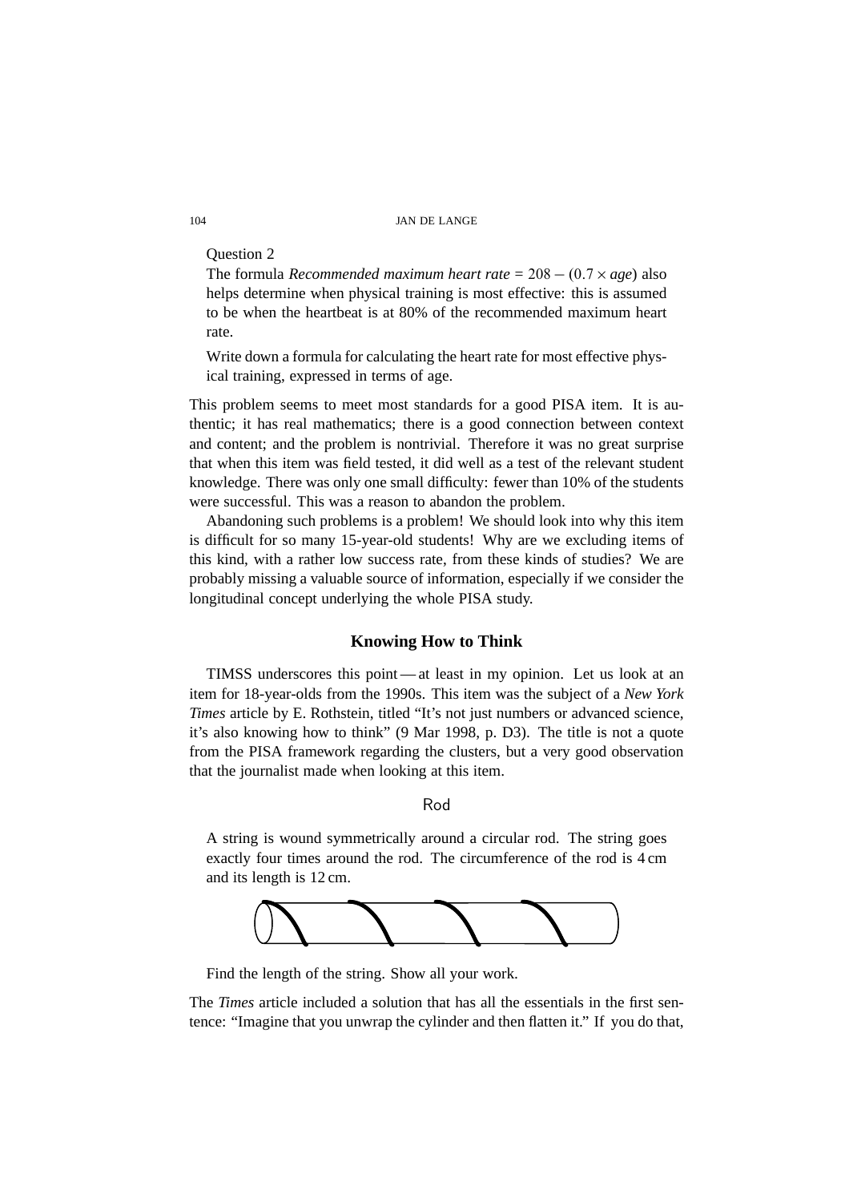Question 2

The formula *Recommended maximum heart rate* = $208 - (0.7 \times \textit{age})$ also helps determine when physical training is most effective: this is assumed to be when the heartbeat is at 80% of the recommended maximum heart rate.

Write down a formula for calculating the heart rate for most effective physical training, expressed in terms of age.

This problem seems to meet most standards for a good PISA item. It is authentic; it has real mathematics; there is a good connection between context and content; and the problem is nontrivial. Therefore it was no great surprise that when this item was field tested, it did well as a test of the relevant student knowledge. There was only one small difficulty: fewer than 10% of the students were successful. This was a reason to abandon the problem.

Abandoning such problems is a problem! We should look into why this item is difficult for so many 15-year-old students! Why are we excluding items of this kind, with a rather low success rate, from these kinds of studies? We are probably missing a valuable source of information, especially if we consider the longitudinal concept underlying the whole PISA study.

## Knowing How to Think

TIMSS underscores this point — at least in my opinion. Let us look at an item for 18-year-olds from the 1990s. This item was the subject of a *New York Times* article by E. Rothstein, titled "It's not just numbers or advanced science, it's also knowing how to think" (9 Mar 1998, p. D3). The title is not a quote from the PISA framework regarding the clusters, but a very good observation that the journalist made when looking at this item.

Rod

A string is wound symmetrically around a circular rod. The string goes exactly four times around the rod. The circumference of the rod is 4 cm and its length is 12 cm.

Find the length of the string. Show all your work.

The *Times* article included a solution that has all the essentials in the first sentence: "Imagine that you unwrap the cylinder and then flatten it." If you do that,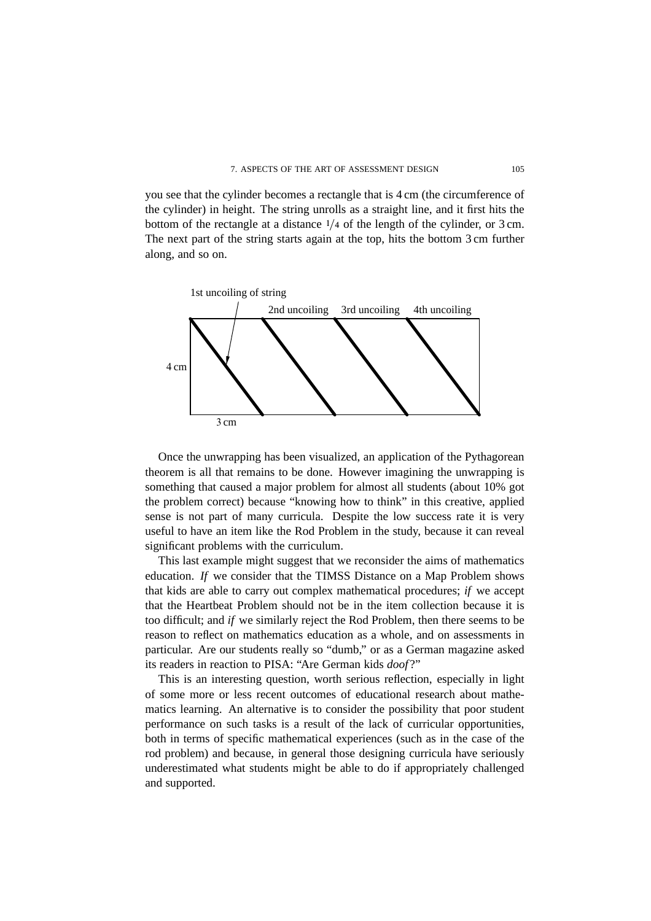you see that the cylinder becomes a rectangle that is 4 cm (the circumference of the cylinder) in height. The string unrolls as a straight line, and it first hits the bottom of the rectangle at a distance $1/4$ of the length of the cylinder, or 3 cm. The next part of the string starts again at the top, hits the bottom 3 cm further along, and so on.

1st uncoiling of string

2nd uncoiling

3rd uncoiling

4th uncoiling

4 cm

3 cm

Once the unwrapping has been visualized, an application of the Pythagorean theorem is all that remains to be done. However imagining the unwrapping is something that caused a major problem for almost all students (about 10% got the problem correct) because "knowing how to think" in this creative, applied sense is not part of many curricula. Despite the low success rate it is very useful to have an item like the Rod Problem in the study, because it can reveal significant problems with the curriculum.

This last example might suggest that we reconsider the aims of mathematics education. *If* we consider that the TIMSS Distance on a Map Problem shows that kids are able to carry out complex mathematical procedures; *if* we accept that the Heartbeat Problem should not be in the item collection because it is too difficult; and *if* we similarly reject the Rod Problem, then there seems to be reason to reflect on mathematics education as a whole, and on assessments in particular. Are our students really so "dumb," or as a German magazine asked its readers in reaction to PISA: "Are German kids *doof*?"

This is an interesting question, worth serious reflection, especially in light of some more or less recent outcomes of educational research about mathematics learning. An alternative is to consider the possibility that poor student performance on such tasks is a result of the lack of curricular opportunities, both in terms of specific mathematical experiences (such as in the case of the rod problem) and because, in general those designing curricula have seriously underestimated what students might be able to do if appropriately challenged and supported.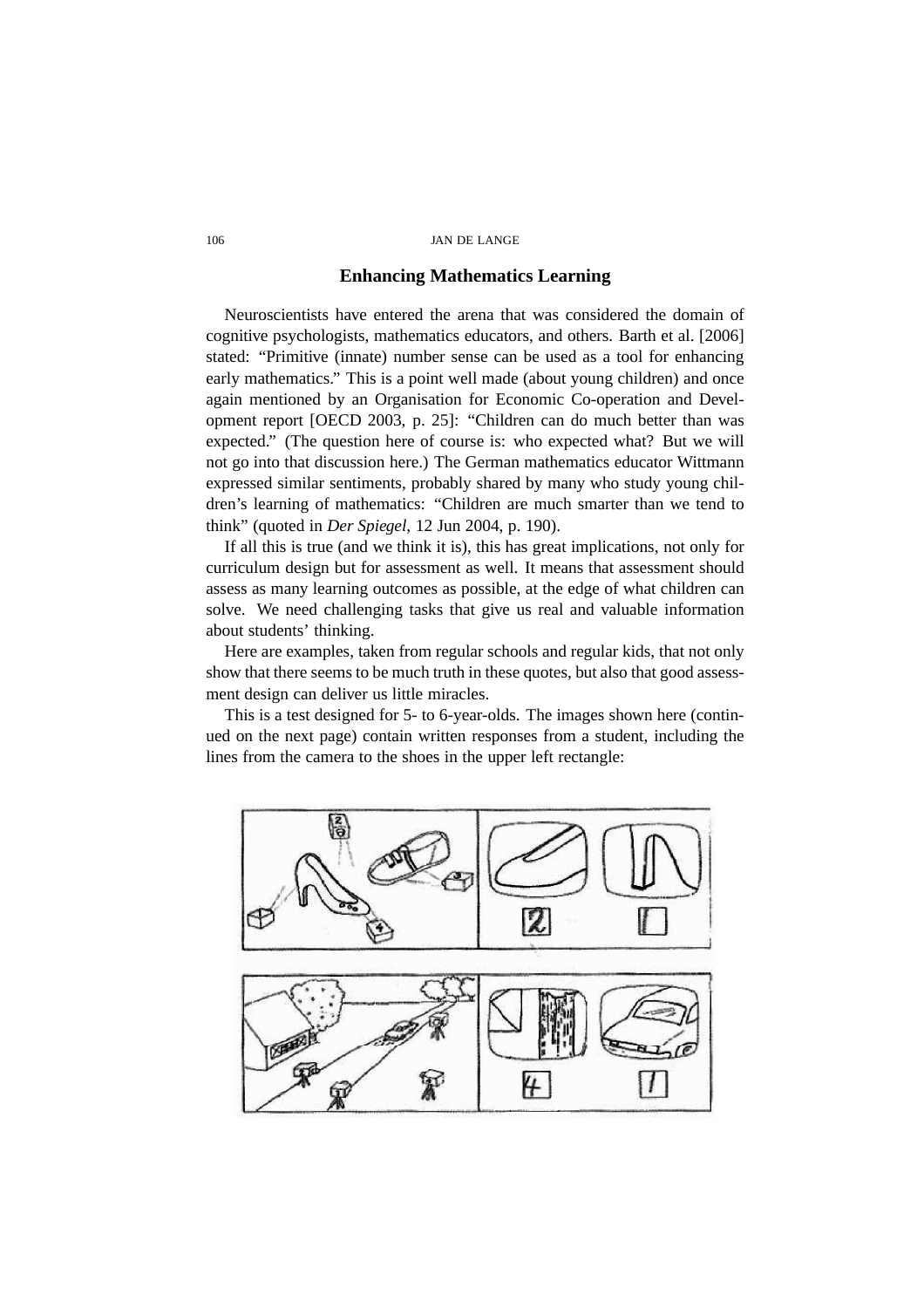## Enhancing Mathematics Learning

Neuroscientists have entered the arena that was considered the domain of cognitive psychologists, mathematics educators, and others. Barth et al. [2006] stated: "Primitive (innate) number sense can be used as a tool for enhancing early mathematics." This is a point well made (about young children) and once again mentioned by an Organisation for Economic Co-operation and Development report [OECD 2003, p. 25]: "Children can do much better than was expected." (The question here of course is: who expected what? But we will not go into that discussion here.) The German mathematics educator Wittmann expressed similar sentiments, probably shared by many who study young children's learning of mathematics: "Children are much smarter than we tend to think" (quoted in *Der Spiegel*, 12 Jun 2004, p. 190).

If all this is true (and we think it is), this has great implications, not only for curriculum design but for assessment as well. It means that assessment should assess as many learning outcomes as possible, at the edge of what children can solve. We need challenging tasks that give us real and valuable information about students' thinking.

Here are examples, taken from regular schools and regular kids, that not only show that there seems to be much truth in these quotes, but also that good assessment design can deliver us little miracles.

This is a test designed for 5- to 6-year-olds. The images shown here (continued on the next page) contain written responses from a student, including the lines from the camera to the shoes in the upper left rectangle: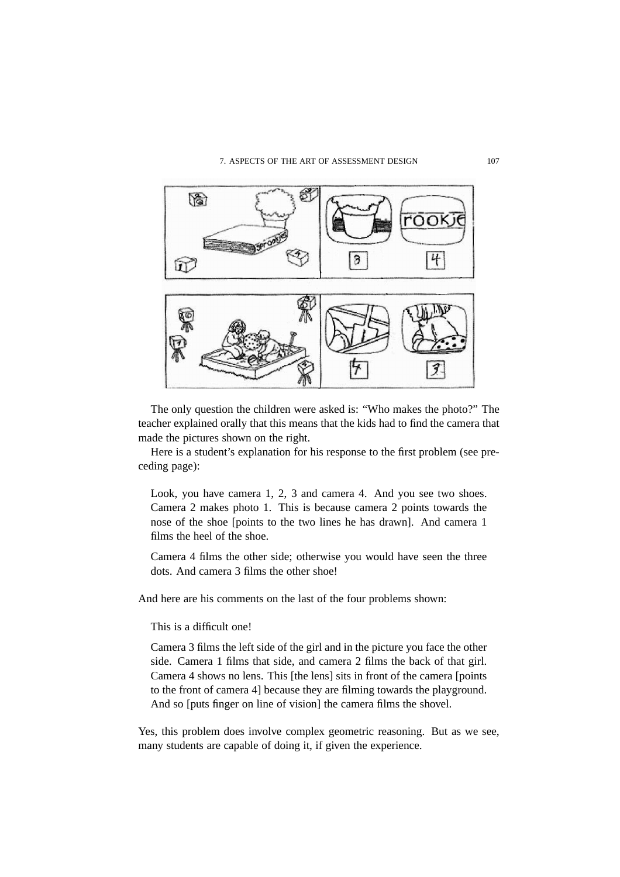The only question the children were asked is: "Who makes the photo?" The teacher explained orally that this means that the kids had to find the camera that made the pictures shown on the right.

Here is a student's explanation for his response to the first problem (see preceding page):

> Look, you have camera 1, 2, 3 and camera 4. And you see two shoes. Camera 2 makes photo 1. This is because camera 2 points towards the nose of the shoe [points to the two lines he has drawn]. And camera 1 films the heel of the shoe.
>
> Camera 4 films the other side; otherwise you would have seen the three dots. And camera 3 films the other shoe!

And here are his comments on the last of the four problems shown:

> This is a difficult one!
>
> Camera 3 films the left side of the girl and in the picture you face the other side. Camera 1 films that side, and camera 2 films the back of that girl. Camera 4 shows no lens. This [the lens] sits in front of the camera [points to the front of camera 4] because they are filming towards the playground. And so [puts finger on line of vision] the camera films the shovel.

Yes, this problem does involve complex geometric reasoning. But as we see, many students are capable of doing it, if given the experience.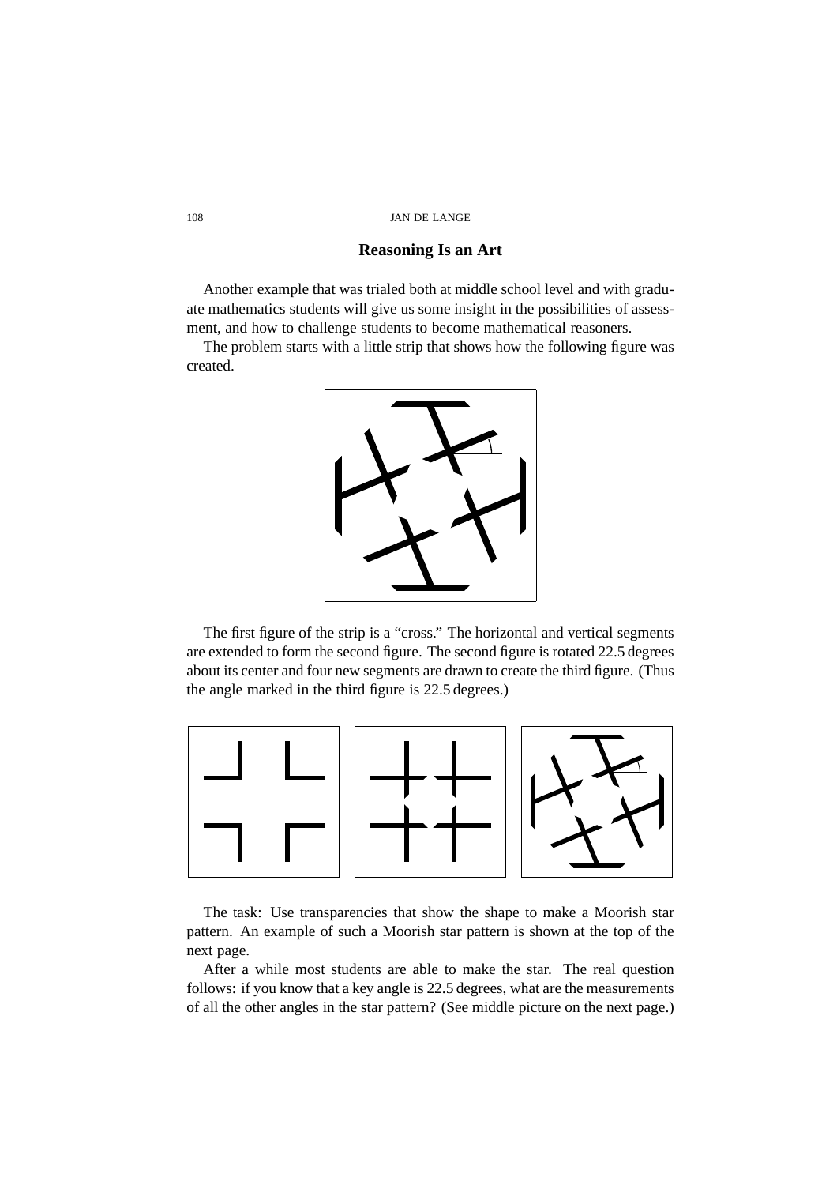## Reasoning Is an Art

Another example that was trialed both at middle school level and with graduate mathematics students will give us some insight in the possibilities of assessment, and how to challenge students to become mathematical reasoners.

The problem starts with a little strip that shows how the following figure was created.

The first figure of the strip is a "cross." The horizontal and vertical segments are extended to form the second figure. The second figure is rotated 22.5 degrees about its center and four new segments are drawn to create the third figure. (Thus the angle marked in the third figure is 22.5 degrees.)

The task: Use transparencies that show the shape to make a Moorish star pattern. An example of such a Moorish star pattern is shown at the top of the next page.

After a while most students are able to make the star. The real question follows: if you know that a key angle is 22.5 degrees, what are the measurements of all the other angles in the star pattern? (See middle picture on the next page.)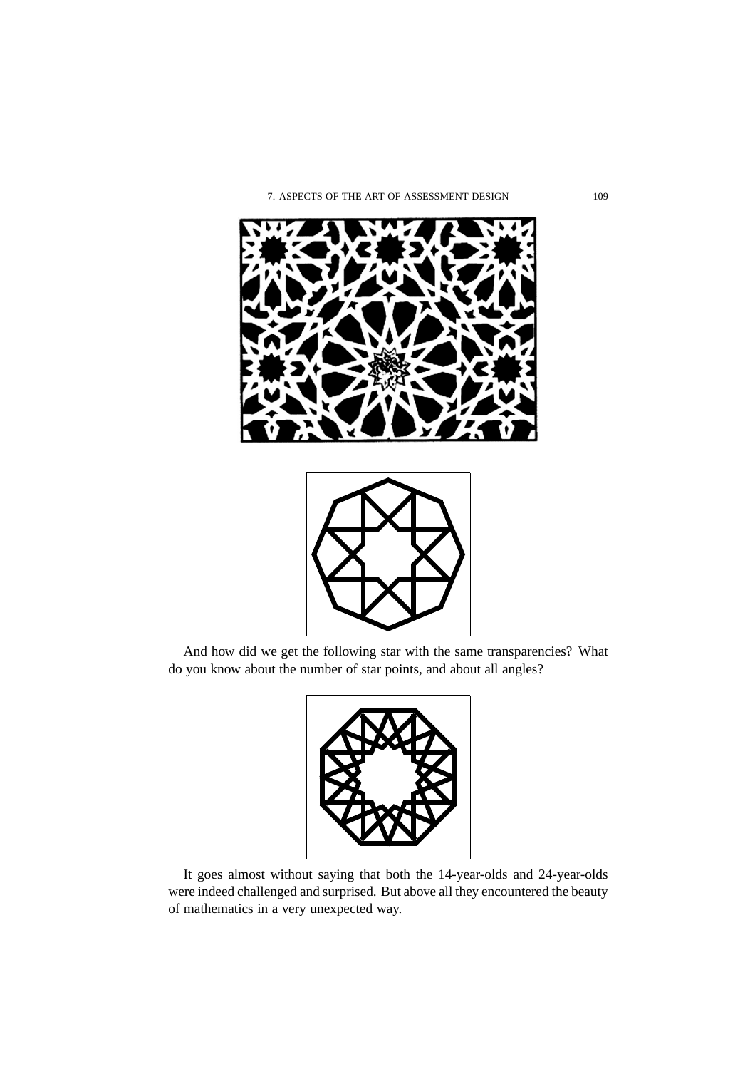And how did we get the following star with the same transparencies? What do you know about the number of star points, and about all angles?

It goes almost without saying that both the 14-year-olds and 24-year-olds were indeed challenged and surprised. But above all they encountered the beauty of mathematics in a very unexpected way.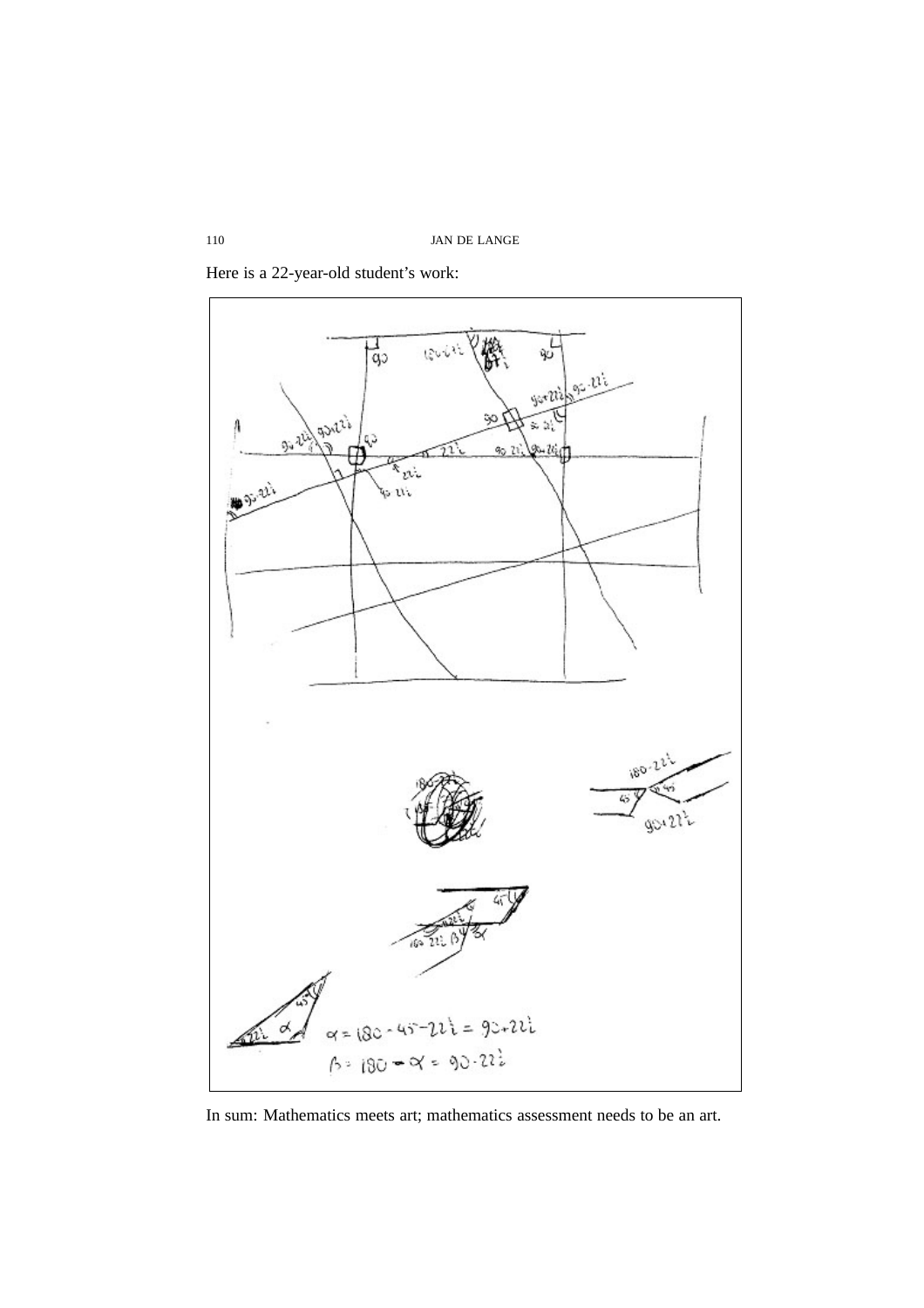Here is a 22-year-old student's work:

In sum: Mathematics meets art; mathematics assessment needs to be an art.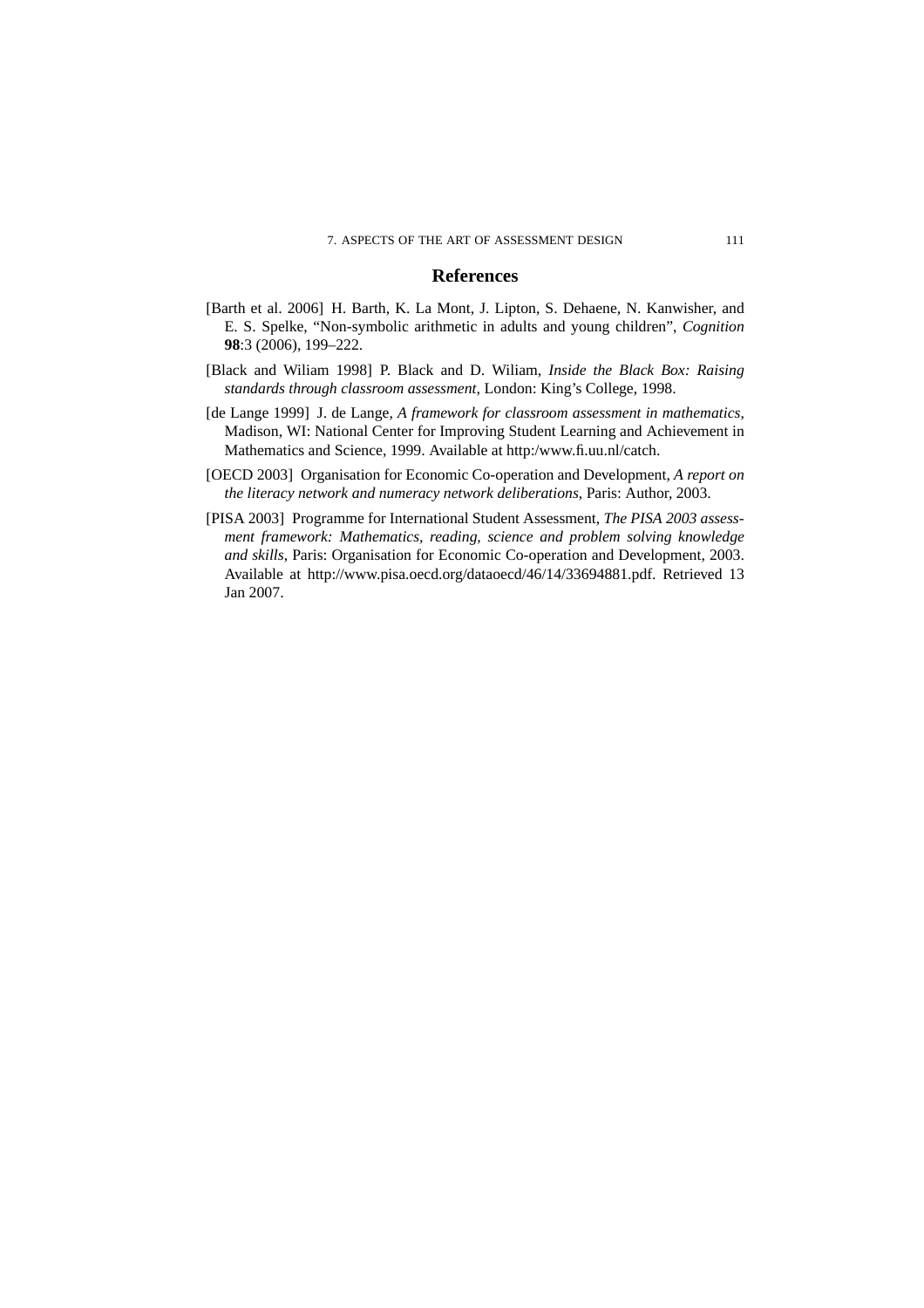## References

[Barth et al. 2006] H. Barth, K. La Mont, J. Lipton, S. Dehaene, N. Kanwisher, and E. S. Spelke, "Non-symbolic arithmetic in adults and young children", *Cognition* **98**:3 (2006), 199–222.

[Black and Wiliam 1998] P. Black and D. Wiliam, *Inside the Black Box: Raising standards through classroom assessment*, London: King's College, 1998.

[de Lange 1999] J. de Lange, *A framework for classroom assessment in mathematics*, Madison, WI: National Center for Improving Student Learning and Achievement in Mathematics and Science, 1999. Available at http:/www.fi.uu.nl/catch.

[OECD 2003] Organisation for Economic Co-operation and Development, *A report on the literacy network and numeracy network deliberations*, Paris: Author, 2003.

[PISA 2003] Programme for International Student Assessment, *The PISA 2003 assessment framework: Mathematics, reading, science and problem solving knowledge and skills*, Paris: Organisation for Economic Co-operation and Development, 2003. Available at http://www.pisa.oecd.org/dataoecd/46/14/33694881.pdf. Retrieved 13 Jan 2007.